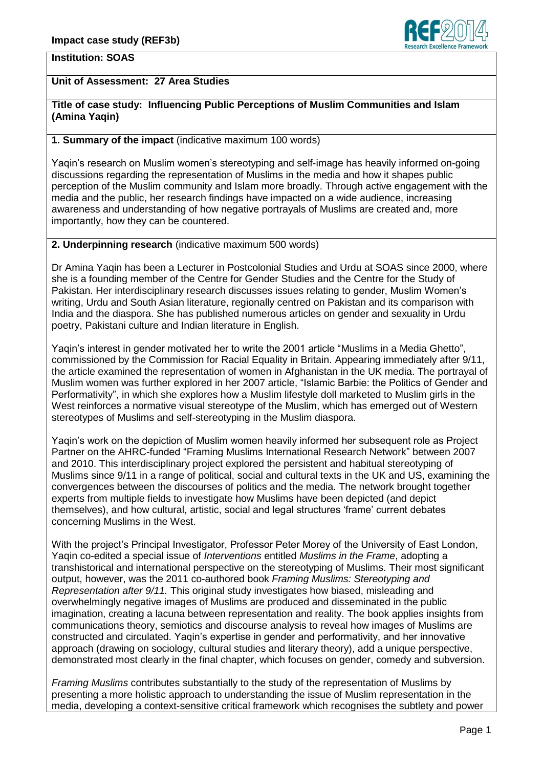**Impact case study (REF3b)**

**Institution: SOAS**

**Unit of Assessment: 27 Area Studies**

**Title of case study: Influencing Public Perceptions of Muslim Communities and Islam (Amina Yaqin)**

**1. Summary of the impact** (indicative maximum 100 words)

Yaqin's research on Muslim women's stereotyping and self-image has heavily informed on-going discussions regarding the representation of Muslims in the media and how it shapes public perception of the Muslim community and Islam more broadly. Through active engagement with the media and the public, her research findings have impacted on a wide audience, increasing awareness and understanding of how negative portrayals of Muslims are created and, more importantly, how they can be countered.

**2. Underpinning research** (indicative maximum 500 words)

Dr Amina Yaqin has been a Lecturer in Postcolonial Studies and Urdu at SOAS since 2000, where she is a founding member of the Centre for Gender Studies and the Centre for the Study of Pakistan. Her interdisciplinary research discusses issues relating to gender, Muslim Women's writing, Urdu and South Asian literature, regionally centred on Pakistan and its comparison with India and the diaspora. She has published numerous articles on gender and sexuality in Urdu poetry, Pakistani culture and Indian literature in English.

Yaqin's interest in gender motivated her to write the 2001 article "Muslims in a Media Ghetto", commissioned by the Commission for Racial Equality in Britain. Appearing immediately after 9/11, the article examined the representation of women in Afghanistan in the UK media. The portrayal of Muslim women was further explored in her 2007 article, "Islamic Barbie: the Politics of Gender and Performativity", in which she explores how a Muslim lifestyle doll marketed to Muslim girls in the West reinforces a normative visual stereotype of the Muslim, which has emerged out of Western stereotypes of Muslims and self-stereotyping in the Muslim diaspora.

Yaqin's work on the depiction of Muslim women heavily informed her subsequent role as Project Partner on the AHRC-funded "Framing Muslims International Research Network" between 2007 and 2010. This interdisciplinary project explored the persistent and habitual stereotyping of Muslims since 9/11 in a range of political, social and cultural texts in the UK and US, examining the convergences between the discourses of politics and the media. The network brought together experts from multiple fields to investigate how Muslims have been depicted (and depict themselves), and how cultural, artistic, social and legal structures 'frame' current debates concerning Muslims in the West.

With the project's Principal Investigator, Professor Peter Morey of the University of East London, Yaqin co-edited a special issue of *Interventions* entitled *Muslims in the Frame*, adopting a transhistorical and international perspective on the stereotyping of Muslims. Their most significant output, however, was the 2011 co-authored book *Framing Muslims: Stereotyping and Representation after 9/11.* This original study investigates how biased, misleading and overwhelmingly negative images of Muslims are produced and disseminated in the public imagination, creating a lacuna between representation and reality. The book applies insights from communications theory, semiotics and discourse analysis to reveal how images of Muslims are constructed and circulated. Yaqin's expertise in gender and performativity, and her innovative approach (drawing on sociology, cultural studies and literary theory), add a unique perspective, demonstrated most clearly in the final chapter, which focuses on gender, comedy and subversion.

*Framing Muslims* contributes substantially to the study of the representation of Muslims by presenting a more holistic approach to understanding the issue of Muslim representation in the media, developing a context-sensitive critical framework which recognises the subtlety and power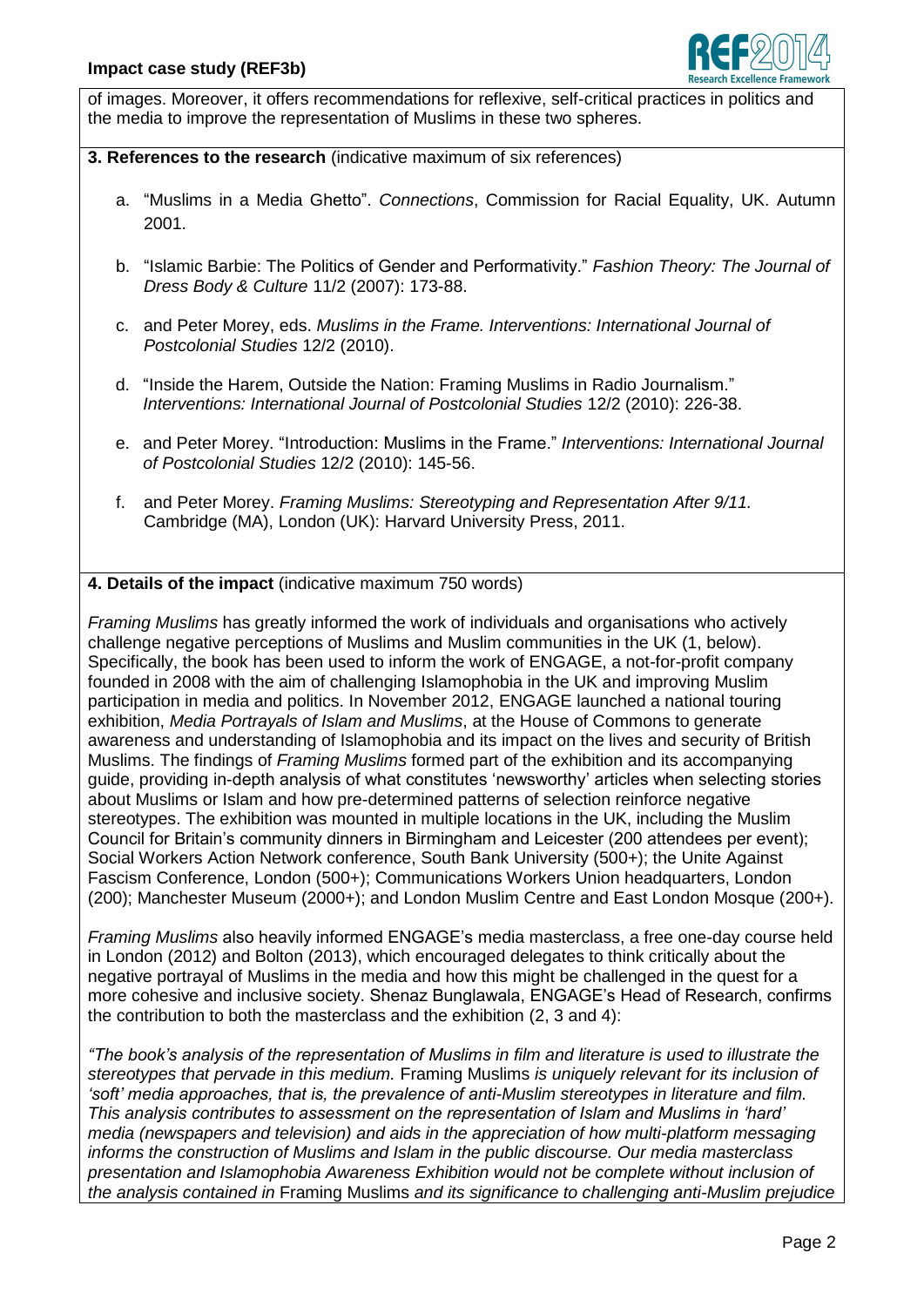of images. Moreover, it offers recommendations for reflexive, self-critical practices in politics and the media to improve the representation of Muslims in these two spheres.

**3. References to the research** (indicative maximum of six references)

a. "Muslims in a Media Ghetto". *Connections*, Commission for Racial Equality, UK. Autumn 2001.

b. "Islamic Barbie: The Politics of Gender and Performativity." *Fashion Theory: The Journal of Dress Body & Culture* 11/2 (2007): 173-88.

c. and Peter Morey, eds. *Muslims in the Frame. Interventions: International Journal of Postcolonial Studies* 12/2 (2010).

d. "Inside the Harem, Outside the Nation: Framing Muslims in Radio Journalism." *Interventions: International Journal of Postcolonial Studies* 12/2 (2010): 226-38.

e. and Peter Morey. "Introduction: Muslims in the Frame." *Interventions: International Journal of Postcolonial Studies* 12/2 (2010): 145-56.

f. and Peter Morey. *Framing Muslims: Stereotyping and Representation After 9/11.* Cambridge (MA), London (UK): Harvard University Press, 2011.

**4. Details of the impact** (indicative maximum 750 words)

*Framing Muslims* has greatly informed the work of individuals and organisations who actively challenge negative perceptions of Muslims and Muslim communities in the UK (1, below). Specifically, the book has been used to inform the work of ENGAGE, a not-for-profit company founded in 2008 with the aim of challenging Islamophobia in the UK and improving Muslim participation in media and politics. In November 2012, ENGAGE launched a national touring exhibition, *Media Portrayals of Islam and Muslims*, at the House of Commons to generate awareness and understanding of Islamophobia and its impact on the lives and security of British Muslims. The findings of *Framing Muslims* formed part of the exhibition and its accompanying guide, providing in-depth analysis of what constitutes 'newsworthy' articles when selecting stories about Muslims or Islam and how pre-determined patterns of selection reinforce negative stereotypes. The exhibition was mounted in multiple locations in the UK, including the Muslim Council for Britain's community dinners in Birmingham and Leicester (200 attendees per event); Social Workers Action Network conference, South Bank University (500+); the Unite Against Fascism Conference, London (500+); Communications Workers Union headquarters, London (200); Manchester Museum (2000+); and London Muslim Centre and East London Mosque (200+).

*Framing Muslims* also heavily informed ENGAGE's media masterclass, a free one-day course held in London (2012) and Bolton (2013), which encouraged delegates to think critically about the negative portrayal of Muslims in the media and how this might be challenged in the quest for a more cohesive and inclusive society. Shenaz Bunglawala, ENGAGE's Head of Research, confirms the contribution to both the masterclass and the exhibition (2, 3 and 4):

*"The book's analysis of the representation of Muslims in film and literature is used to illustrate the stereotypes that pervade in this medium.* Framing Muslims *is uniquely relevant for its inclusion of 'soft' media approaches, that is, the prevalence of anti-Muslim stereotypes in literature and film. This analysis contributes to assessment on the representation of Islam and Muslims in 'hard' media (newspapers and television) and aids in the appreciation of how multi-platform messaging informs the construction of Muslims and Islam in the public discourse. Our media masterclass presentation and Islamophobia Awareness Exhibition would not be complete without inclusion of the analysis contained in* Framing Muslims *and its significance to challenging anti-Muslim prejudice*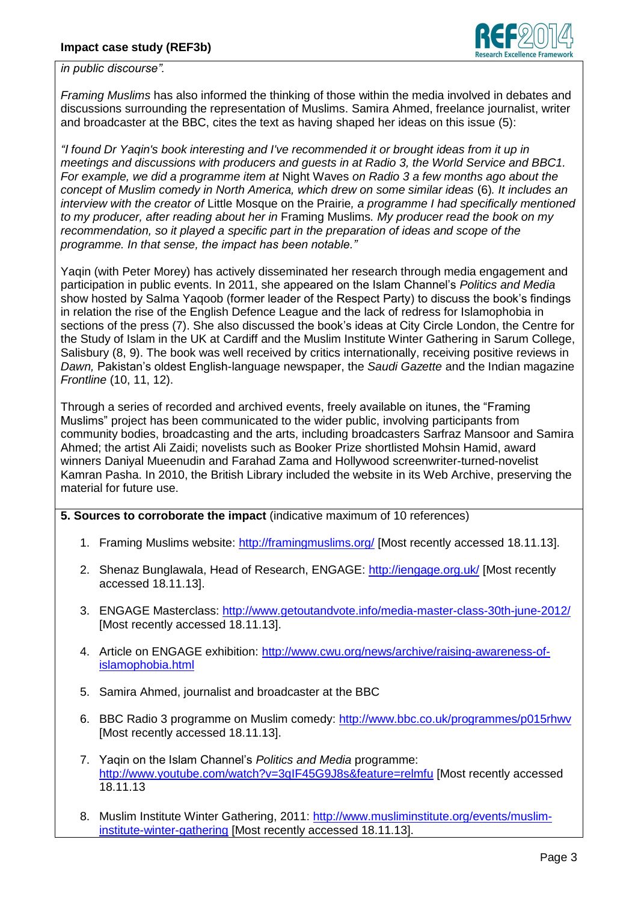*in public discourse".*

*Framing Muslims* has also informed the thinking of those within the media involved in debates and discussions surrounding the representation of Muslims. Samira Ahmed, freelance journalist, writer and broadcaster at the BBC, cites the text as having shaped her ideas on this issue (5):

*"I found Dr Yaqin's book interesting and I've recommended it or brought ideas from it up in meetings and discussions with producers and guests in at Radio 3, the World Service and BBC1. For example, we did a programme item at* Night Waves *on Radio 3 a few months ago about the concept of Muslim comedy in North America, which drew on some similar ideas* (6)*. It includes an interview with the creator of* Little Mosque on the Prairie*, a programme I had specifically mentioned to my producer, after reading about her in* Framing Muslims*. My producer read the book on my recommendation, so it played a specific part in the preparation of ideas and scope of the programme. In that sense, the impact has been notable."*

Yaqin (with Peter Morey) has actively disseminated her research through media engagement and participation in public events. In 2011, she appeared on the Islam Channel's *Politics and Media* show hosted by Salma Yaqoob (former leader of the Respect Party) to discuss the book's findings in relation the rise of the English Defence League and the lack of redress for Islamophobia in sections of the press (7). She also discussed the book's ideas at City Circle London, the Centre for the Study of Islam in the UK at Cardiff and the Muslim Institute Winter Gathering in Sarum College, Salisbury (8, 9). The book was well received by critics internationally, receiving positive reviews in *Dawn,* Pakistan's oldest English-language newspaper, the *Saudi Gazette* and the Indian magazine *Frontline* (10, 11, 12).

Through a series of recorded and archived events, freely available on itunes, the "Framing Muslims" project has been communicated to the wider public, involving participants from community bodies, broadcasting and the arts, including broadcasters Sarfraz Mansoor and Samira Ahmed; the artist Ali Zaidi; novelists such as Booker Prize shortlisted Mohsin Hamid, award winners Daniyal Mueenudin and Farahad Zama and Hollywood screenwriter-turned-novelist Kamran Pasha. In 2010, the British Library included the website in its Web Archive, preserving the material for future use.

**5. Sources to corroborate the impact** (indicative maximum of 10 references)

1. Framing Muslims website: http://framingmuslims.org/ [Most recently accessed 18.11.13].
2. Shenaz Bunglawala, Head of Research, ENGAGE: http://iengage.org.uk/ [Most recently accessed 18.11.13].
3. ENGAGE Masterclass: http://www.getoutandvote.info/media-master-class-30th-june-2012/ [Most recently accessed 18.11.13].
4. Article on ENGAGE exhibition: http://www.cwu.org/news/archive/raising-awareness-of-islamophobia.html
5. Samira Ahmed, journalist and broadcaster at the BBC
6. BBC Radio 3 programme on Muslim comedy: http://www.bbc.co.uk/programmes/p015rhwv [Most recently accessed 18.11.13].
7. Yaqin on the Islam Channel's *Politics and Media* programme: http://www.youtube.com/watch?v=3qIF45G9J8s&feature=relmfu [Most recently accessed 18.11.13
8. Muslim Institute Winter Gathering, 2011: http://www.musliminstitute.org/events/muslim-institute-winter-gathering [Most recently accessed 18.11.13].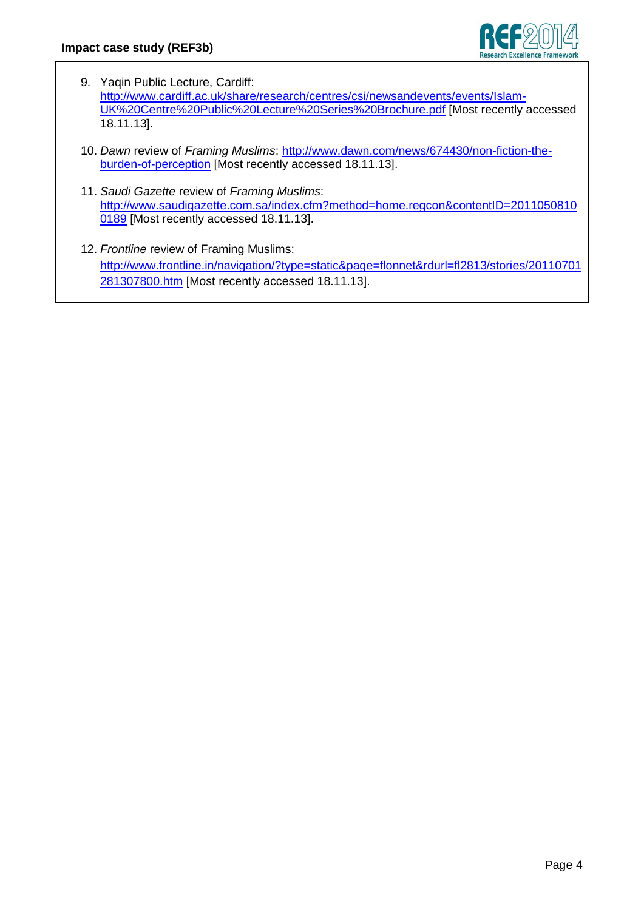9. Yaqin Public Lecture, Cardiff: http://www.cardiff.ac.uk/share/research/centres/csi/newsandevents/events/Islam-UK%20Centre%20Public%20Lecture%20Series%20Brochure.pdf [Most recently accessed 18.11.13].

10. *Dawn* review of *Framing Muslims*: http://www.dawn.com/news/674430/non-fiction-the-burden-of-perception [Most recently accessed 18.11.13].

11. *Saudi Gazette* review of *Framing Muslims*: http://www.saudigazette.com.sa/index.cfm?method=home.regcon&contentID=20110508100189 [Most recently accessed 18.11.13].

12. *Frontline* review of Framing Muslims: http://www.frontline.in/navigation/?type=static&page=flonnet&rdurl=fl2813/stories/20110701281307800.htm [Most recently accessed 18.11.13].